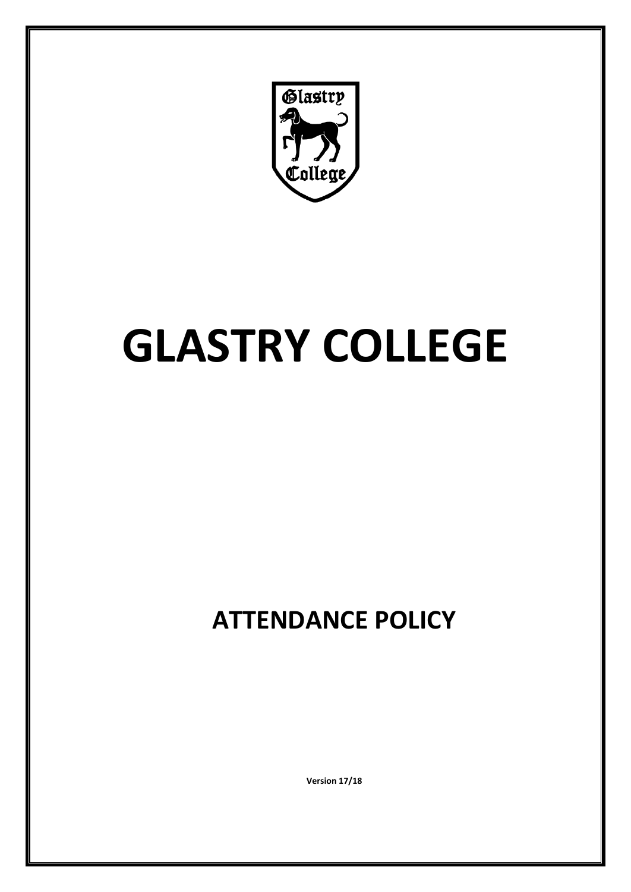# GLASTRY COLLEGE

## ATTENDANCE POLICY

**Version 17/18**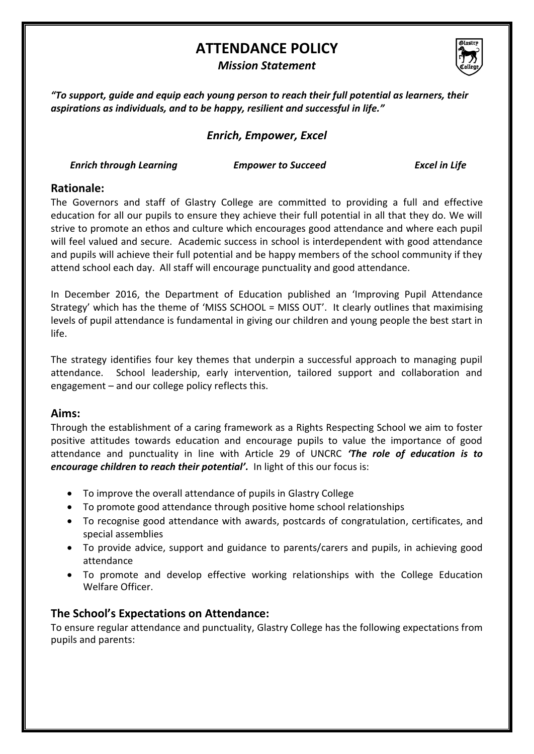# ATTENDANCE POLICY

***Mission Statement***

***"To support, guide and equip each young person to reach their full potential as learners, their aspirations as individuals, and to be happy, resilient and successful in life."***

## *Enrich, Empower, Excel*

***Enrich through Learning*** ***Empower to Succeed*** ***Excel in Life***

## Rationale:

The Governors and staff of Glastry College are committed to providing a full and effective education for all our pupils to ensure they achieve their full potential in all that they do. We will strive to promote an ethos and culture which encourages good attendance and where each pupil will feel valued and secure. Academic success in school is interdependent with good attendance and pupils will achieve their full potential and be happy members of the school community if they attend school each day. All staff will encourage punctuality and good attendance.

In December 2016, the Department of Education published an 'Improving Pupil Attendance Strategy' which has the theme of 'MISS SCHOOL = MISS OUT'. It clearly outlines that maximising levels of pupil attendance is fundamental in giving our children and young people the best start in life.

The strategy identifies four key themes that underpin a successful approach to managing pupil attendance. School leadership, early intervention, tailored support and collaboration and engagement – and our college policy reflects this.

## Aims:

Through the establishment of a caring framework as a Rights Respecting School we aim to foster positive attitudes towards education and encourage pupils to value the importance of good attendance and punctuality in line with Article 29 of UNCRC ***'The role of education is to encourage children to reach their potential'.*** In light of this our focus is:

- To improve the overall attendance of pupils in Glastry College
- To promote good attendance through positive home school relationships
- To recognise good attendance with awards, postcards of congratulation, certificates, and special assemblies
- To provide advice, support and guidance to parents/carers and pupils, in achieving good attendance
- To promote and develop effective working relationships with the College Education Welfare Officer.

## The School's Expectations on Attendance:

To ensure regular attendance and punctuality, Glastry College has the following expectations from pupils and parents: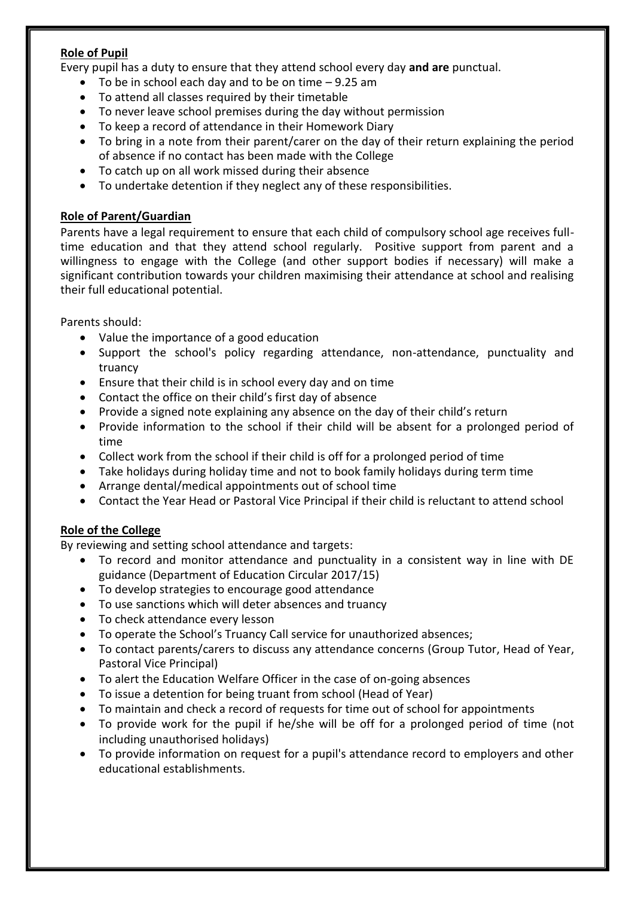**Role of Pupil**

Every pupil has a duty to ensure that they attend school every day **and are** punctual.

- To be in school each day and to be on time – 9.25 am
- To attend all classes required by their timetable
- To never leave school premises during the day without permission
- To keep a record of attendance in their Homework Diary
- To bring in a note from their parent/carer on the day of their return explaining the period of absence if no contact has been made with the College
- To catch up on all work missed during their absence
- To undertake detention if they neglect any of these responsibilities.

**Role of Parent/Guardian**

Parents have a legal requirement to ensure that each child of compulsory school age receives full-time education and that they attend school regularly. Positive support from parent and a willingness to engage with the College (and other support bodies if necessary) will make a significant contribution towards your children maximising their attendance at school and realising their full educational potential.

Parents should:

- Value the importance of a good education
- Support the school's policy regarding attendance, non-attendance, punctuality and truancy
- Ensure that their child is in school every day and on time
- Contact the office on their child's first day of absence
- Provide a signed note explaining any absence on the day of their child's return
- Provide information to the school if their child will be absent for a prolonged period of time
- Collect work from the school if their child is off for a prolonged period of time
- Take holidays during holiday time and not to book family holidays during term time
- Arrange dental/medical appointments out of school time
- Contact the Year Head or Pastoral Vice Principal if their child is reluctant to attend school

**Role of the College**

By reviewing and setting school attendance and targets:

- To record and monitor attendance and punctuality in a consistent way in line with DE guidance (Department of Education Circular 2017/15)
- To develop strategies to encourage good attendance
- To use sanctions which will deter absences and truancy
- To check attendance every lesson
- To operate the School's Truancy Call service for unauthorized absences;
- To contact parents/carers to discuss any attendance concerns (Group Tutor, Head of Year, Pastoral Vice Principal)
- To alert the Education Welfare Officer in the case of on-going absences
- To issue a detention for being truant from school (Head of Year)
- To maintain and check a record of requests for time out of school for appointments
- To provide work for the pupil if he/she will be off for a prolonged period of time (not including unauthorised holidays)
- To provide information on request for a pupil's attendance record to employers and other educational establishments.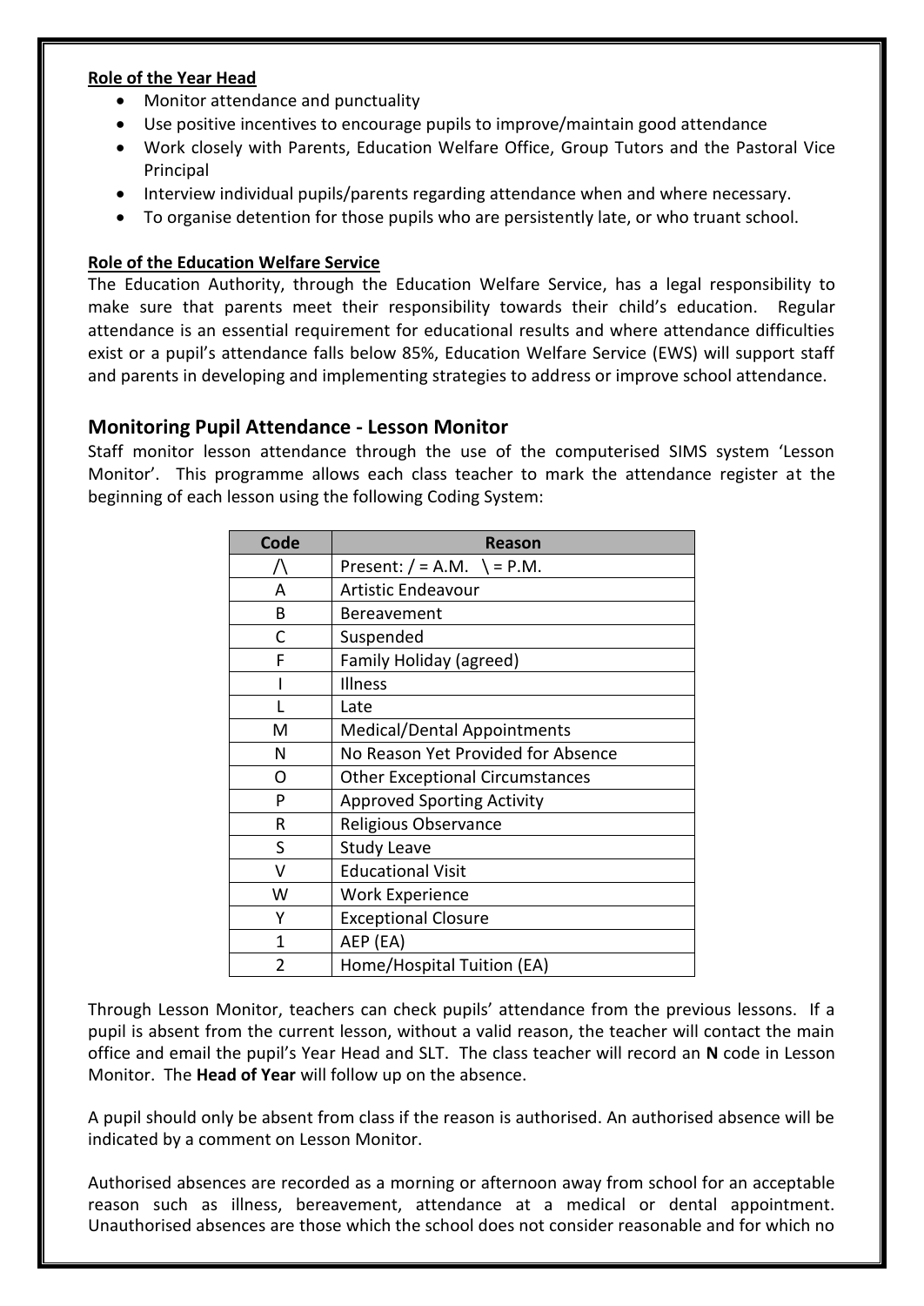**Role of the Year Head**

- Monitor attendance and punctuality
- Use positive incentives to encourage pupils to improve/maintain good attendance
- Work closely with Parents, Education Welfare Office, Group Tutors and the Pastoral Vice Principal
- Interview individual pupils/parents regarding attendance when and where necessary.
- To organise detention for those pupils who are persistently late, or who truant school.

**Role of the Education Welfare Service**

The Education Authority, through the Education Welfare Service, has a legal responsibility to make sure that parents meet their responsibility towards their child's education. Regular attendance is an essential requirement for educational results and where attendance difficulties exist or a pupil's attendance falls below 85%, Education Welfare Service (EWS) will support staff and parents in developing and implementing strategies to address or improve school attendance.

## Monitoring Pupil Attendance - Lesson Monitor

Staff monitor lesson attendance through the use of the computerised SIMS system 'Lesson Monitor'. This programme allows each class teacher to mark the attendance register at the beginning of each lesson using the following Coding System:

| Code | Reason |
|---|---|
| /\ | Present: / = A.M. \ = P.M. |
| A | Artistic Endeavour |
| B | Bereavement |
| C | Suspended |
| F | Family Holiday (agreed) |
| I | Illness |
| L | Late |
| M | Medical/Dental Appointments |
| N | No Reason Yet Provided for Absence |
| O | Other Exceptional Circumstances |
| P | Approved Sporting Activity |
| R | Religious Observance |
| S | Study Leave |
| V | Educational Visit |
| W | Work Experience |
| Y | Exceptional Closure |
| 1 | AEP (EA) |
| 2 | Home/Hospital Tuition (EA) |

Through Lesson Monitor, teachers can check pupils' attendance from the previous lessons. If a pupil is absent from the current lesson, without a valid reason, the teacher will contact the main office and email the pupil's Year Head and SLT. The class teacher will record an **N** code in Lesson Monitor. The **Head of Year** will follow up on the absence.

A pupil should only be absent from class if the reason is authorised. An authorised absence will be indicated by a comment on Lesson Monitor.

Authorised absences are recorded as a morning or afternoon away from school for an acceptable reason such as illness, bereavement, attendance at a medical or dental appointment. Unauthorised absences are those which the school does not consider reasonable and for which no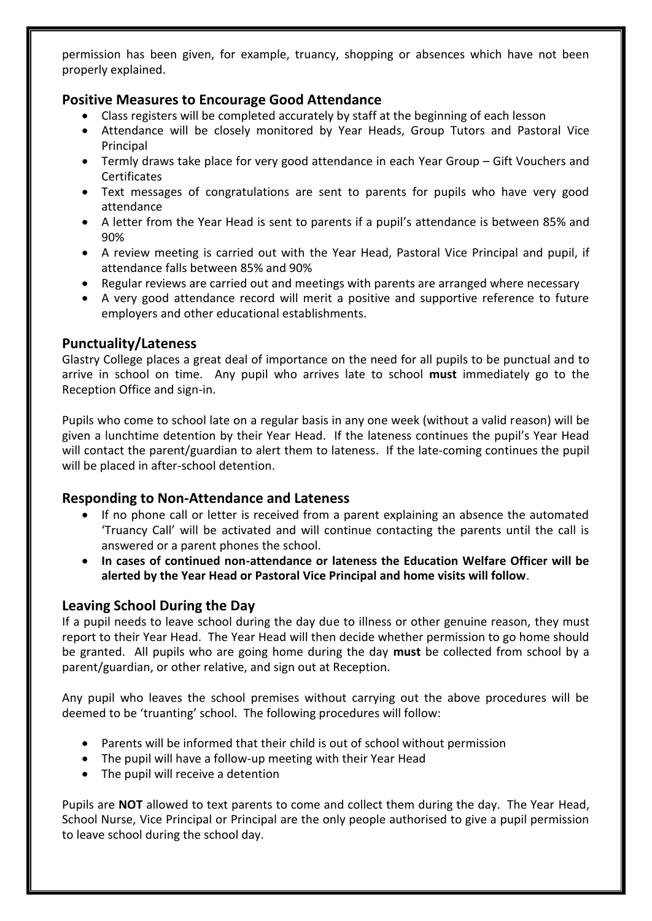permission has been given, for example, truancy, shopping or absences which have not been properly explained.

## Positive Measures to Encourage Good Attendance

- Class registers will be completed accurately by staff at the beginning of each lesson
- Attendance will be closely monitored by Year Heads, Group Tutors and Pastoral Vice Principal
- Termly draws take place for very good attendance in each Year Group – Gift Vouchers and Certificates
- Text messages of congratulations are sent to parents for pupils who have very good attendance
- A letter from the Year Head is sent to parents if a pupil's attendance is between 85% and 90%
- A review meeting is carried out with the Year Head, Pastoral Vice Principal and pupil, if attendance falls between 85% and 90%
- Regular reviews are carried out and meetings with parents are arranged where necessary
- A very good attendance record will merit a positive and supportive reference to future employers and other educational establishments.

## Punctuality/Lateness

Glastry College places a great deal of importance on the need for all pupils to be punctual and to arrive in school on time. Any pupil who arrives late to school **must** immediately go to the Reception Office and sign-in.

Pupils who come to school late on a regular basis in any one week (without a valid reason) will be given a lunchtime detention by their Year Head. If the lateness continues the pupil's Year Head will contact the parent/guardian to alert them to lateness. If the late-coming continues the pupil will be placed in after-school detention.

## Responding to Non-Attendance and Lateness

- If no phone call or letter is received from a parent explaining an absence the automated 'Truancy Call' will be activated and will continue contacting the parents until the call is answered or a parent phones the school.
- **In cases of continued non-attendance or lateness the Education Welfare Officer will be alerted by the Year Head or Pastoral Vice Principal and home visits will follow**.

## Leaving School During the Day

If a pupil needs to leave school during the day due to illness or other genuine reason, they must report to their Year Head. The Year Head will then decide whether permission to go home should be granted. All pupils who are going home during the day **must** be collected from school by a parent/guardian, or other relative, and sign out at Reception.

Any pupil who leaves the school premises without carrying out the above procedures will be deemed to be 'truanting' school. The following procedures will follow:

- Parents will be informed that their child is out of school without permission
- The pupil will have a follow-up meeting with their Year Head
- The pupil will receive a detention

Pupils are **NOT** allowed to text parents to come and collect them during the day. The Year Head, School Nurse, Vice Principal or Principal are the only people authorised to give a pupil permission to leave school during the school day.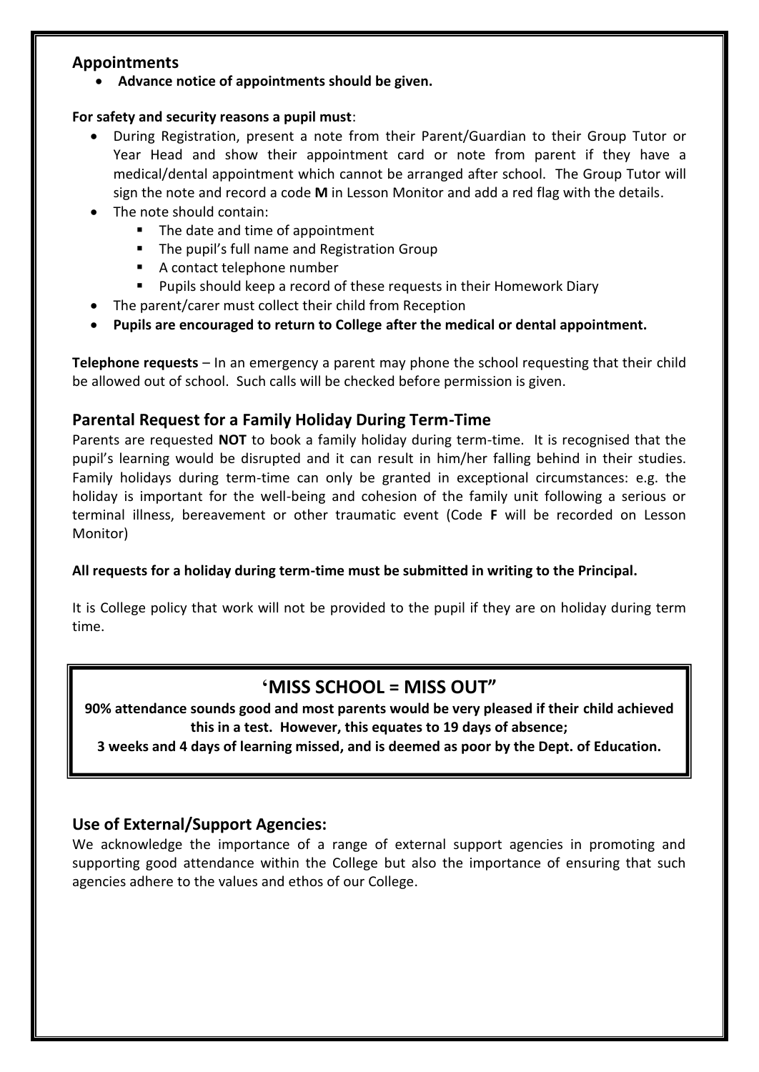## Appointments

- **Advance notice of appointments should be given.**

**For safety and security reasons a pupil must**:

- During Registration, present a note from their Parent/Guardian to their Group Tutor or Year Head and show their appointment card or note from parent if they have a medical/dental appointment which cannot be arranged after school. The Group Tutor will sign the note and record a code **M** in Lesson Monitor and add a red flag with the details.
- The note should contain:
  - The date and time of appointment
  - The pupil's full name and Registration Group
  - A contact telephone number
  - Pupils should keep a record of these requests in their Homework Diary
- The parent/carer must collect their child from Reception
- **Pupils are encouraged to return to College after the medical or dental appointment.**

**Telephone requests** – In an emergency a parent may phone the school requesting that their child be allowed out of school. Such calls will be checked before permission is given.

## Parental Request for a Family Holiday During Term-Time

Parents are requested **NOT** to book a family holiday during term-time. It is recognised that the pupil's learning would be disrupted and it can result in him/her falling behind in their studies. Family holidays during term-time can only be granted in exceptional circumstances: e.g. the holiday is important for the well-being and cohesion of the family unit following a serious or terminal illness, bereavement or other traumatic event (Code **F** will be recorded on Lesson Monitor)

**All requests for a holiday during term-time must be submitted in writing to the Principal.**

It is College policy that work will not be provided to the pupil if they are on holiday during term time.

### 'MISS SCHOOL = MISS OUT"

**90% attendance sounds good and most parents would be very pleased if their child achieved this in a test. However, this equates to 19 days of absence;**

**3 weeks and 4 days of learning missed, and is deemed as poor by the Dept. of Education.**

## Use of External/Support Agencies:

We acknowledge the importance of a range of external support agencies in promoting and supporting good attendance within the College but also the importance of ensuring that such agencies adhere to the values and ethos of our College.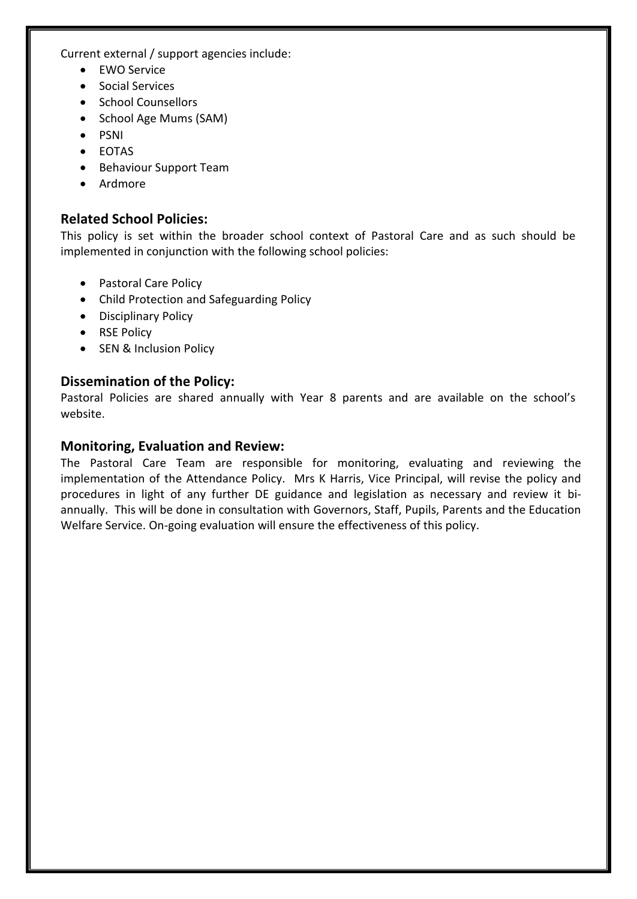Current external / support agencies include:

- EWO Service
- Social Services
- School Counsellors
- School Age Mums (SAM)
- PSNI
- EOTAS
- Behaviour Support Team
- Ardmore

## Related School Policies:

This policy is set within the broader school context of Pastoral Care and as such should be implemented in conjunction with the following school policies:

- Pastoral Care Policy
- Child Protection and Safeguarding Policy
- Disciplinary Policy
- RSE Policy
- SEN & Inclusion Policy

## Dissemination of the Policy:

Pastoral Policies are shared annually with Year 8 parents and are available on the school's website.

## Monitoring, Evaluation and Review:

The Pastoral Care Team are responsible for monitoring, evaluating and reviewing the implementation of the Attendance Policy. Mrs K Harris, Vice Principal, will revise the policy and procedures in light of any further DE guidance and legislation as necessary and review it bi-annually. This will be done in consultation with Governors, Staff, Pupils, Parents and the Education Welfare Service. On-going evaluation will ensure the effectiveness of this policy.